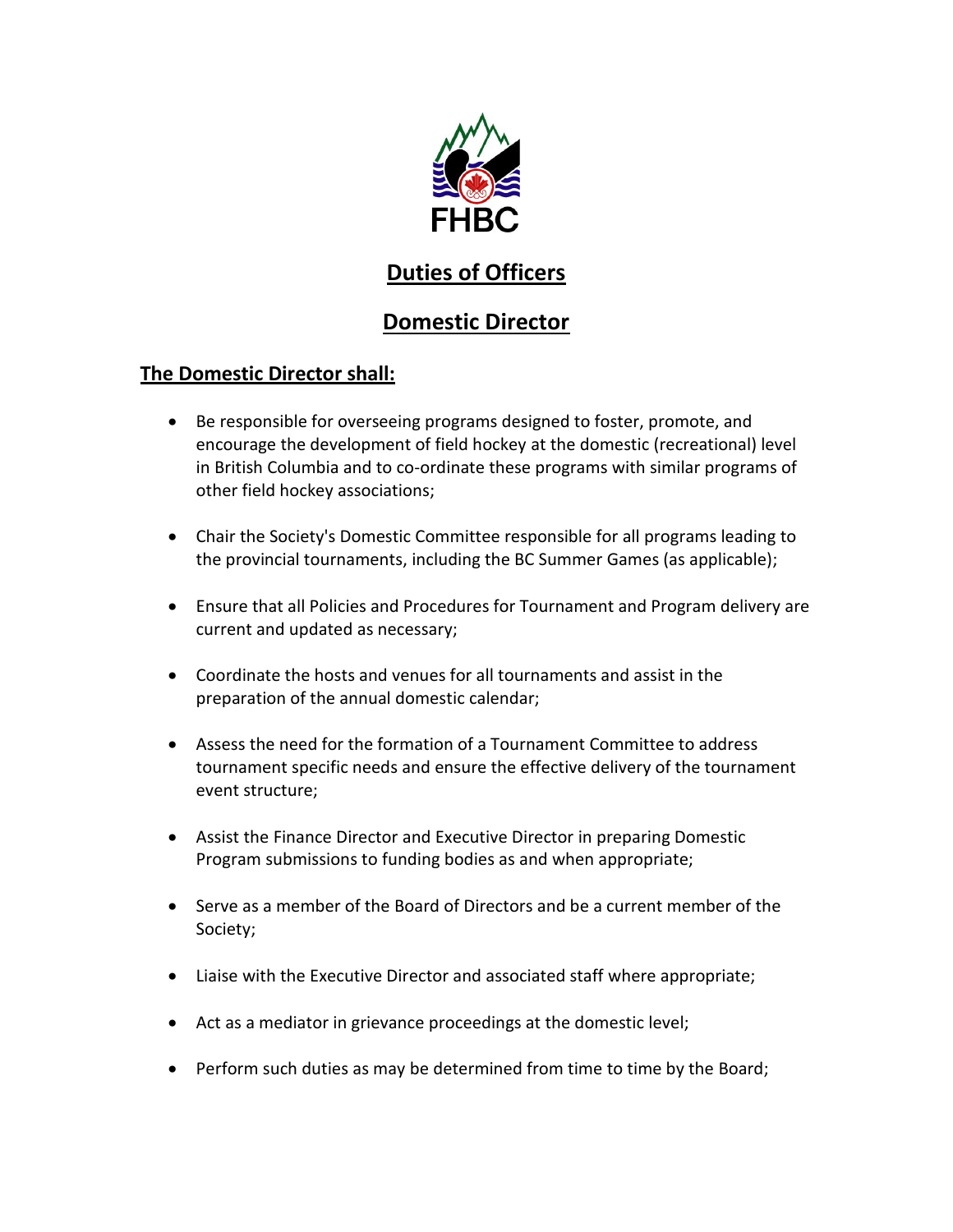FHBC

# Duties of Officers

## Domestic Director

### The Domestic Director shall:

- Be responsible for overseeing programs designed to foster, promote, and encourage the development of field hockey at the domestic (recreational) level in British Columbia and to co-ordinate these programs with similar programs of other field hockey associations;

- Chair the Society's Domestic Committee responsible for all programs leading to the provincial tournaments, including the BC Summer Games (as applicable);

- Ensure that all Policies and Procedures for Tournament and Program delivery are current and updated as necessary;

- Coordinate the hosts and venues for all tournaments and assist in the preparation of the annual domestic calendar;

- Assess the need for the formation of a Tournament Committee to address tournament specific needs and ensure the effective delivery of the tournament event structure;

- Assist the Finance Director and Executive Director in preparing Domestic Program submissions to funding bodies as and when appropriate;

- Serve as a member of the Board of Directors and be a current member of the Society;

- Liaise with the Executive Director and associated staff where appropriate;

- Act as a mediator in grievance proceedings at the domestic level;

- Perform such duties as may be determined from time to time by the Board;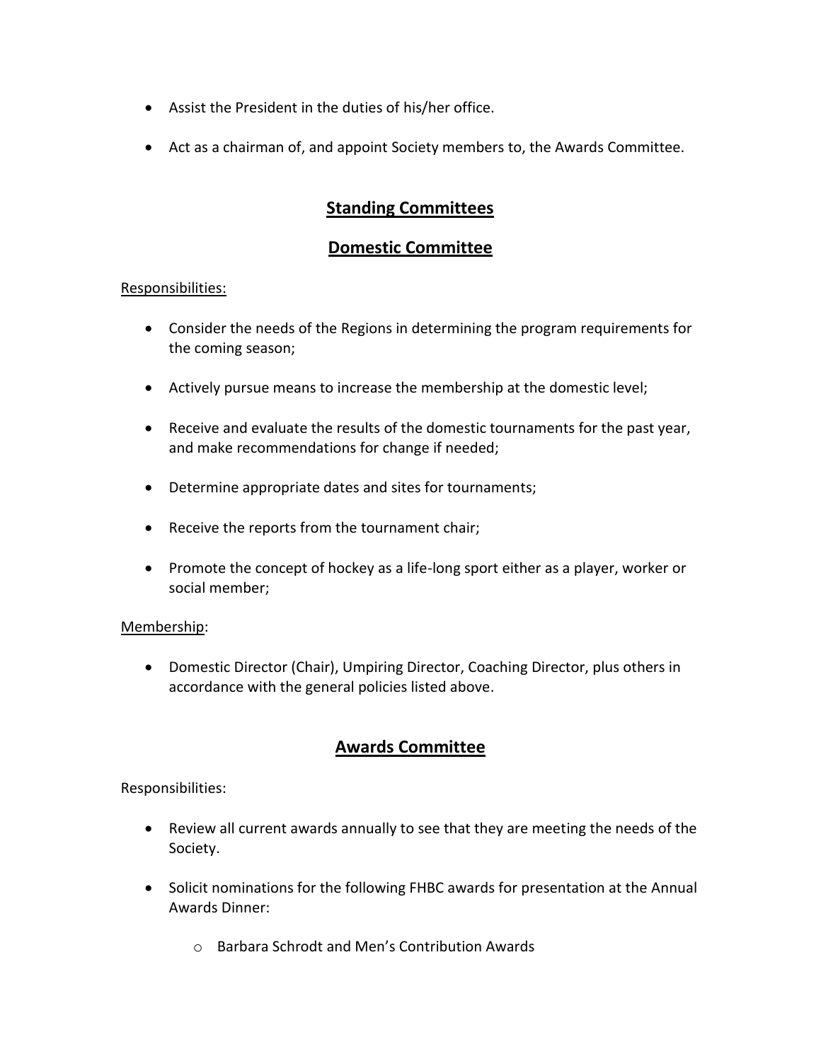- Assist the President in the duties of his/her office.
- Act as a chairman of, and appoint Society members to, the Awards Committee.

## Standing Committees

## Domestic Committee

Responsibilities:

- Consider the needs of the Regions in determining the program requirements for the coming season;
- Actively pursue means to increase the membership at the domestic level;
- Receive and evaluate the results of the domestic tournaments for the past year, and make recommendations for change if needed;
- Determine appropriate dates and sites for tournaments;
- Receive the reports from the tournament chair;
- Promote the concept of hockey as a life-long sport either as a player, worker or social member;

Membership:

- Domestic Director (Chair), Umpiring Director, Coaching Director, plus others in accordance with the general policies listed above.

## Awards Committee

Responsibilities:

- Review all current awards annually to see that they are meeting the needs of the Society.
- Solicit nominations for the following FHBC awards for presentation at the Annual Awards Dinner:
    - Barbara Schrodt and Men's Contribution Awards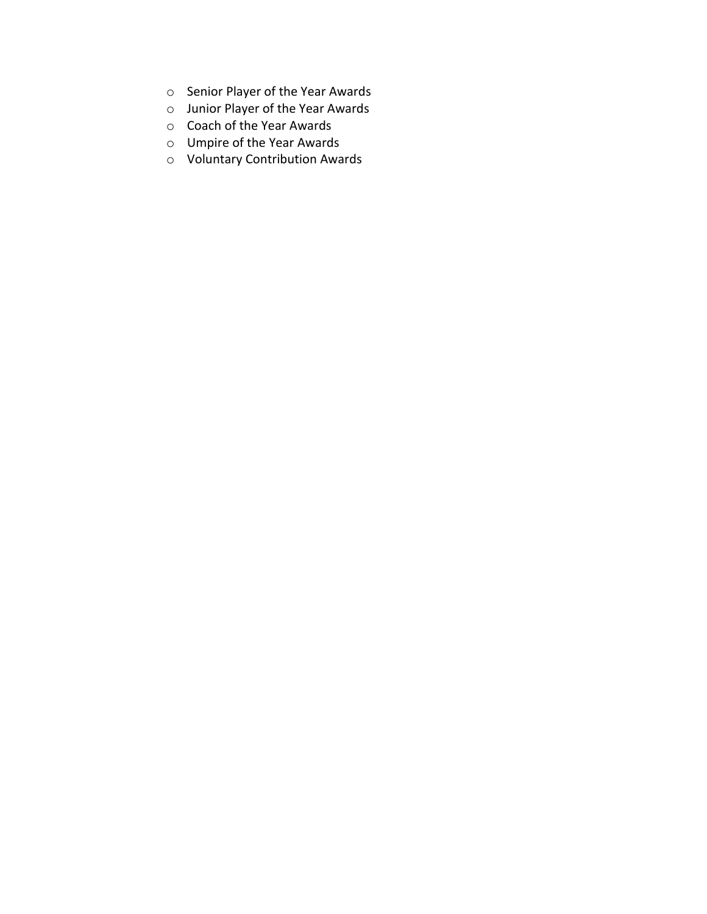- Senior Player of the Year Awards
- Junior Player of the Year Awards
- Coach of the Year Awards
- Umpire of the Year Awards
- Voluntary Contribution Awards